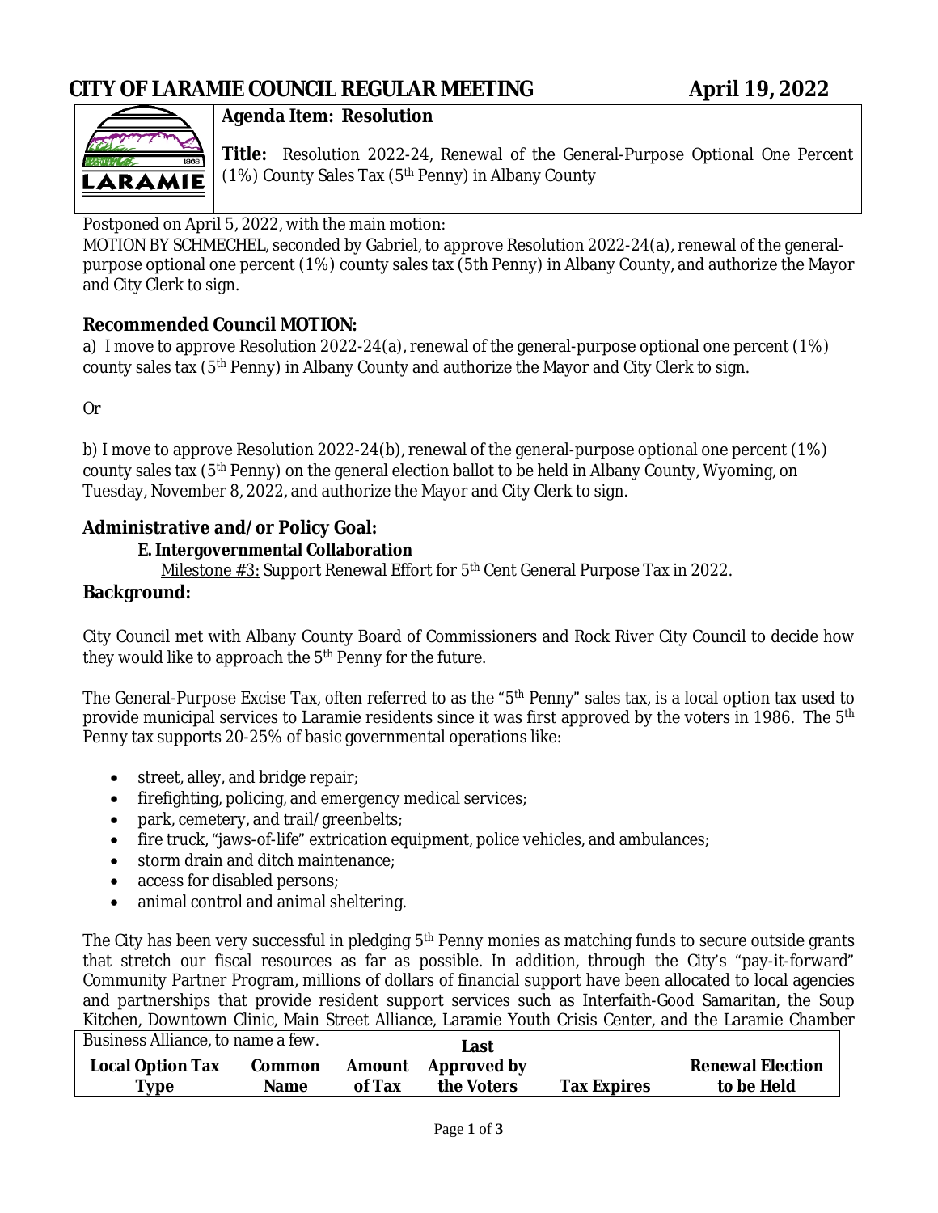# CITY OF LARAMIE COUNCIL REGULAR MEETING — April 19, 2022

**Agenda Item: Resolution**

**Title:** Resolution 2022-24, Renewal of the General-Purpose Optional One Percent (1%) County Sales Tax (5th Penny) in Albany County

Postponed on April 5, 2022, with the main motion:
MOTION BY SCHMECHEL, seconded by Gabriel, to approve Resolution 2022-24(a), renewal of the general-purpose optional one percent (1%) county sales tax (5th Penny) in Albany County, and authorize the Mayor and City Clerk to sign.

## Recommended Council MOTION:

a) I move to approve Resolution 2022-24(a), renewal of the general-purpose optional one percent (1%) county sales tax (5th Penny) in Albany County and authorize the Mayor and City Clerk to sign.

Or

b) I move to approve Resolution 2022-24(b), renewal of the general-purpose optional one percent (1%) county sales tax (5th Penny) on the general election ballot to be held in Albany County, Wyoming, on Tuesday, November 8, 2022, and authorize the Mayor and City Clerk to sign.

## Administrative and/or Policy Goal:

**E. Intergovernmental Collaboration**

Milestone #3: Support Renewal Effort for 5th Cent General Purpose Tax in 2022.

## Background:

City Council met with Albany County Board of Commissioners and Rock River City Council to decide how they would like to approach the 5th Penny for the future.

The General-Purpose Excise Tax, often referred to as the "5th Penny" sales tax, is a local option tax used to provide municipal services to Laramie residents since it was first approved by the voters in 1986. The 5th Penny tax supports 20-25% of basic governmental operations like:

- street, alley, and bridge repair;
- firefighting, policing, and emergency medical services;
- park, cemetery, and trail/greenbelts;
- fire truck, "jaws-of-life" extrication equipment, police vehicles, and ambulances;
- storm drain and ditch maintenance;
- access for disabled persons;
- animal control and animal sheltering.

The City has been very successful in pledging 5th Penny monies as matching funds to secure outside grants that stretch our fiscal resources as far as possible. In addition, through the City's "pay-it-forward" Community Partner Program, millions of dollars of financial support have been allocated to local agencies and partnerships that provide resident support services such as Interfaith-Good Samaritan, the Soup Kitchen, Downtown Clinic, Main Street Alliance, Laramie Youth Crisis Center, and the Laramie Chamber Business Alliance, to name a few.

| Local Option Tax Type | Common Name | Amount of Tax | Last Approved by the Voters | Tax Expires | Renewal Election to be Held |
|---|---|---|---|---|---|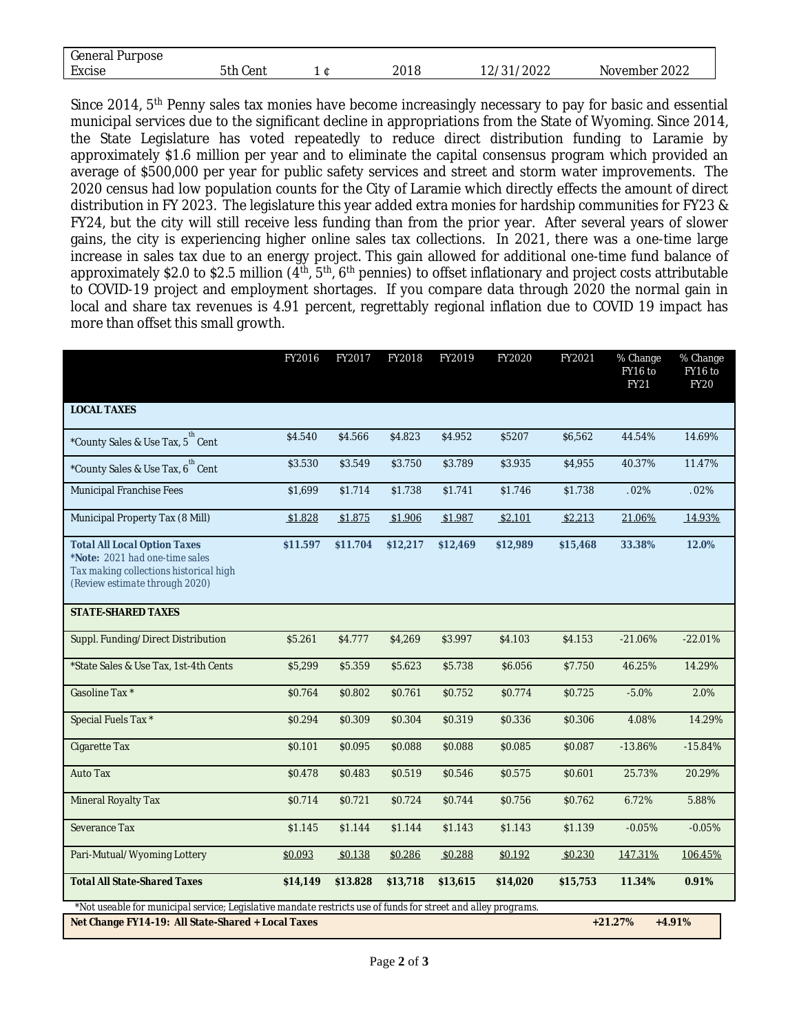| | | | | | |
|---|---|---|---|---|---|
| General Purpose Excise | 5th Cent | 1 ¢ | 2018 | 12/31/2022 | November 2022 |

Since 2014, 5th Penny sales tax monies have become increasingly necessary to pay for basic and essential municipal services due to the significant decline in appropriations from the State of Wyoming. Since 2014, the State Legislature has voted repeatedly to reduce direct distribution funding to Laramie by approximately $1.6 million per year and to eliminate the capital consensus program which provided an average of $500,000 per year for public safety services and street and storm water improvements. The 2020 census had low population counts for the City of Laramie which directly effects the amount of direct distribution in FY 2023. The legislature this year added extra monies for hardship communities for FY23 & FY24, but the city will still receive less funding than from the prior year. After several years of slower gains, the city is experiencing higher online sales tax collections. In 2021, there was a one-time large increase in sales tax due to an energy project. This gain allowed for additional one-time fund balance of approximately $2.0 to $2.5 million (4th, 5th, 6th pennies) to offset inflationary and project costs attributable to COVID-19 project and employment shortages. If you compare data through 2020 the normal gain in local and share tax revenues is 4.91 percent, regrettably regional inflation due to COVID 19 impact has more than offset this small growth.

| | FY2016 | FY2017 | FY2018 | FY2019 | FY2020 | FY2021 | % Change FY16 to FY21 | % Change FY16 to FY20 |
|---|---|---|---|---|---|---|---|---|
| **LOCAL TAXES** | | | | | | | | |
| *County Sales & Use Tax, 5th Cent | $4.540 | $4.566 | $4.823 | $4.952 | $5207 | $6,562 | 44.54% | 14.69% |
| *County Sales & Use Tax, 6th Cent | $3.530 | $3.549 | $3.750 | $3.789 | $3.935 | $4,955 | 40.37% | 11.47% |
| Municipal Franchise Fees | $1,699 | $1.714 | $1.738 | $1.741 | $1.746 | $1.738 | .02% | .02% |
| Municipal Property Tax (8 Mill) | $1.828 | $1.875 | $1.906 | $1.987 | $2,101 | $2,213 | 21.06% | 14.93% |
| **Total All Local Option Taxes** **\*Note:** 2021 had one-time sales Tax making collections historical high (Review estimate through 2020) | **$11.597** | **$11.704** | **$12,217** | **$12,469** | **$12,989** | **$15,468** | **33.38%** | **12.0%** |
| **STATE-SHARED TAXES** | | | | | | | | |
| Suppl. Funding/Direct Distribution | $5.261 | $4.777 | $4,269 | $3.997 | $4.103 | $4.153 | -21.06% | -22.01% |
| *State Sales & Use Tax, 1st-4th Cents | $5,299 | $5.359 | $5.623 | $5.738 | $6.056 | $7.750 | 46.25% | 14.29% |
| Gasoline Tax * | $0.764 | $0.802 | $0.761 | $0.752 | $0.774 | $0.725 | -5.0% | 2.0% |
| Special Fuels Tax * | $0.294 | $0.309 | $0.304 | $0.319 | $0.336 | $0.306 | 4.08% | 14.29% |
| Cigarette Tax | $0.101 | $0.095 | $0.088 | $0.088 | $0.085 | $0.087 | -13.86% | -15.84% |
| Auto Tax | $0.478 | $0.483 | $0.519 | $0.546 | $0.575 | $0.601 | 25.73% | 20.29% |
| Mineral Royalty Tax | $0.714 | $0.721 | $0.724 | $0.744 | $0.756 | $0.762 | 6.72% | 5.88% |
| Severance Tax | $1.145 | $1.144 | $1.144 | $1.143 | $1.143 | $1.139 | -0.05% | -0.05% |
| Pari-Mutual/Wyoming Lottery | $0.093 | $0.138 | $0.286 | $0.288 | $0.192 | $0.230 | 147.31% | 106.45% |
| **Total All State-Shared Taxes** | **$14,149** | **$13.828** | **$13,718** | **$13,615** | **$14,020** | **$15,753** | **11.34%** | **0.91%** |

*Not useable for municipal service; Legislative mandate restricts use of funds for street and alley programs.

| | | |
|---|---|---|
| **Net Change FY14-19: All State-Shared + Local Taxes** | **+21.27%** | **+4.91%** |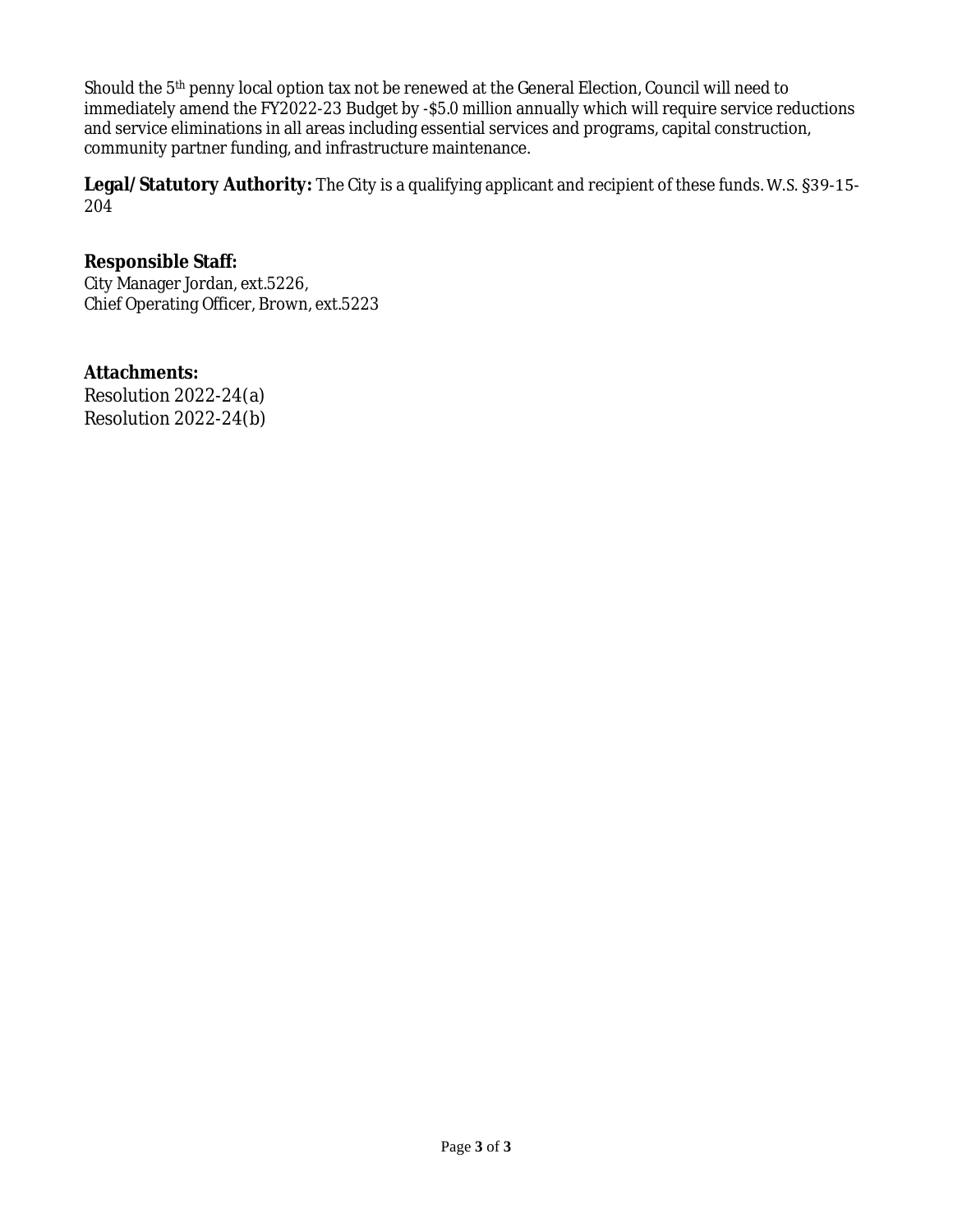Should the 5th penny local option tax not be renewed at the General Election, Council will need to immediately amend the FY2022-23 Budget by -$5.0 million annually which will require service reductions and service eliminations in all areas including essential services and programs, capital construction, community partner funding, and infrastructure maintenance.

**Legal/Statutory Authority:** The City is a qualifying applicant and recipient of these funds. W.S. §39-15-204

**Responsible Staff:**
City Manager Jordan, ext.5226,
Chief Operating Officer, Brown, ext.5223

**Attachments:**
Resolution 2022-24(a)
Resolution 2022-24(b)